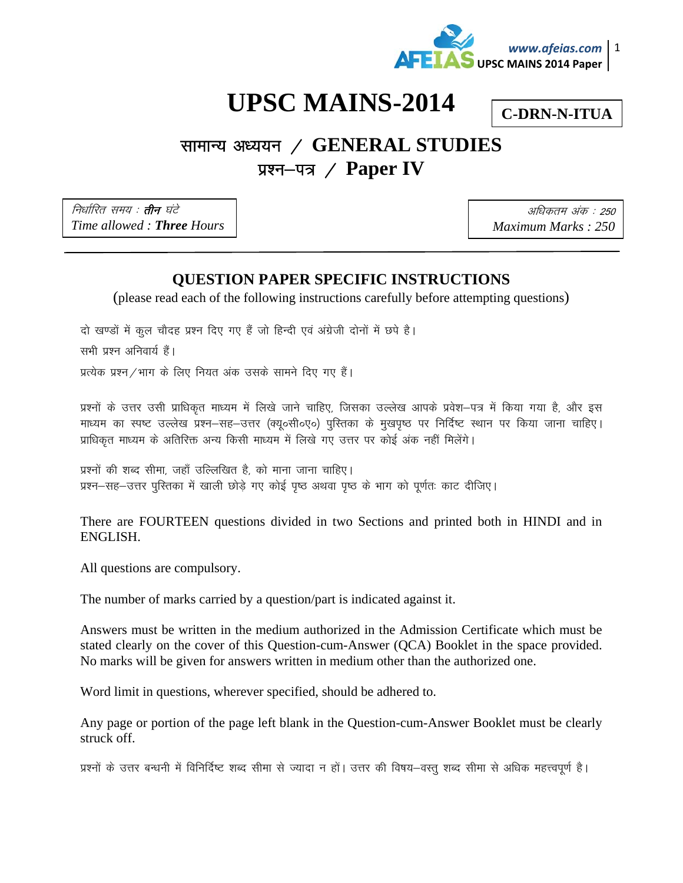# UPSC MAINS-2014

**C-DRN-N-ITUA**

## सामान्य अध्ययन / GENERAL STUDIES

## प्रश्न–पत्र / Paper IV

| *निर्धारित समय : **तीन** घंटे*<br>*Time allowed : **Three** Hours* | *अधिकतम अंक : 250*<br>*Maximum Marks : 250* |
| --- | --- |

### QUESTION PAPER SPECIFIC INSTRUCTIONS

(please read each of the following instructions carefully before attempting questions)

दो खण्डों में कुल चौदह प्रश्न दिए गए हैं जो हिन्दी एवं अंग्रेजी दोनों में छपे है।

सभी प्रश्न अनिवार्य हैं।

प्रत्येक प्रश्न/भाग के लिए नियत अंक उसके सामने दिए गए हैं।

प्रश्नों के उत्तर उसी प्राधिकृत माध्यम में लिखे जाने चाहिए, जिसका उल्लेख आपके प्रवेश–पत्र में किया गया है, और इस माध्यम का स्पष्ट उल्लेख प्रश्न–सह–उत्तर (क्यू०सी०ए०) पुस्तिका के मुखपृष्ठ पर निर्दिष्ट स्थान पर किया जाना चाहिए। प्राधिकृत माध्यम के अतिरिक्त अन्य किसी माध्यम में लिखे गए उत्तर पर कोई अंक नहीं मिलेंगे।

प्रश्नों की शब्द सीमा, जहाँ उल्लिखित है, को माना जाना चाहिए।

प्रश्न–सह–उत्तर पुस्तिका में खाली छोड़े गए कोई पृष्ठ अथवा पृष्ठ के भाग को पूर्णतः काट दीजिए।

There are FOURTEEN questions divided in two Sections and printed both in HINDI and in ENGLISH.

All questions are compulsory.

The number of marks carried by a question/part is indicated against it.

Answers must be written in the medium authorized in the Admission Certificate which must be stated clearly on the cover of this Question-cum-Answer (QCA) Booklet in the space provided. No marks will be given for answers written in medium other than the authorized one.

Word limit in questions, wherever specified, should be adhered to.

Any page or portion of the page left blank in the Question-cum-Answer Booklet must be clearly struck off.

प्रश्नों के उत्तर बन्धनी में विनिर्दिष्ट शब्द सीमा से ज्यादा न हों। उत्तर की विषय–वस्तु शब्द सीमा से अधिक महत्त्वपूर्ण है।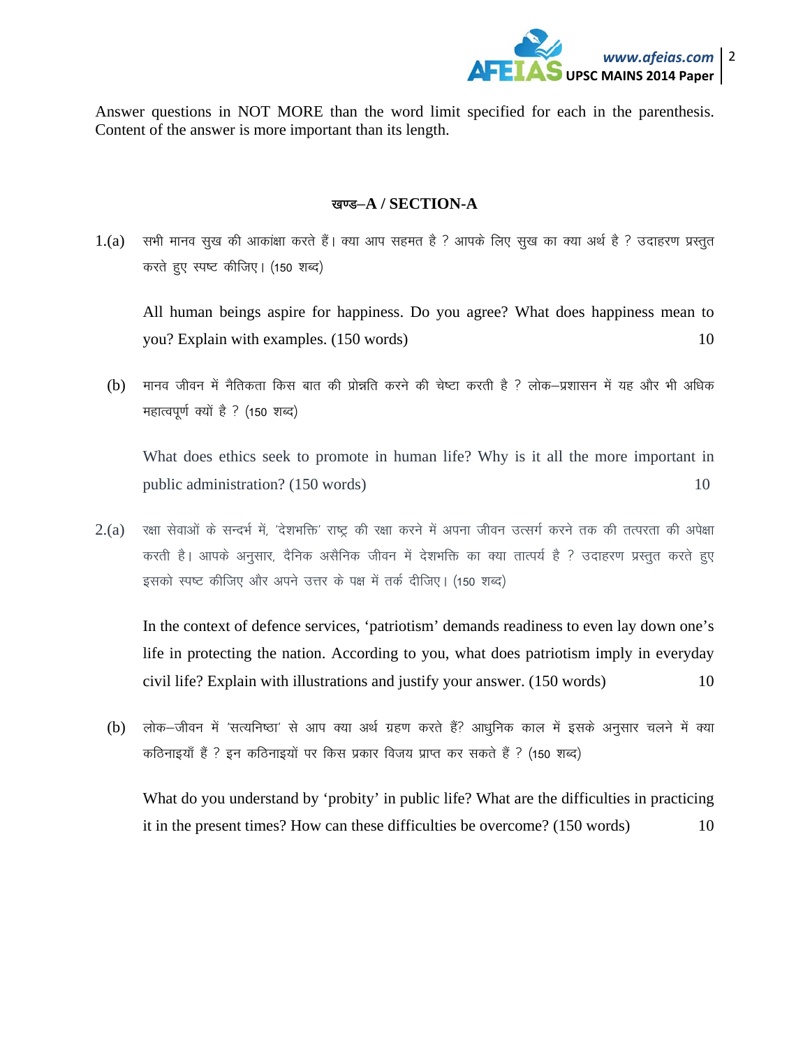Answer questions in NOT MORE than the word limit specified for each in the parenthesis. Content of the answer is more important than its length.

## खण्ड–A / SECTION-A

1.(a) सभी मानव सुख की आकांक्षा करते हैं। क्या आप सहमत है ? आपके लिए सुख का क्या अर्थ है ? उदाहरण प्रस्तुत करते हुए स्पष्ट कीजिए। (150 शब्द)

All human beings aspire for happiness. Do you agree? What does happiness mean to you? Explain with examples. (150 words) 10

(b) मानव जीवन में नैतिकता किस बात की प्रोन्नति करने की चेष्टा करती है ? लोक–प्रशासन में यह और भी अधिक महात्वपूर्ण क्यों है ? (150 शब्द)

What does ethics seek to promote in human life? Why is it all the more important in public administration? (150 words) 10

2.(a) रक्षा सेवाओं के सन्दर्भ में, 'देशभक्ति' राष्ट्र की रक्षा करने में अपना जीवन उत्सर्ग करने तक की तत्परता की अपेक्षा करती है। आपके अनुसार, दैनिक असैनिक जीवन में देशभक्ति का क्या तात्पर्य है ? उदाहरण प्रस्तुत करते हुए इसको स्पष्ट कीजिए और अपने उत्तर के पक्ष में तर्क दीजिए। (150 शब्द)

In the context of defence services, 'patriotism' demands readiness to even lay down one's life in protecting the nation. According to you, what does patriotism imply in everyday civil life? Explain with illustrations and justify your answer. (150 words) 10

(b) लोक–जीवन में 'सत्यनिष्ठा' से आप क्या अर्थ ग्रहण करते हैं? आधुनिक काल में इसके अनुसार चलने में क्या कठिनाइयाँ हैं ? इन कठिनाइयों पर किस प्रकार विजय प्राप्त कर सकते हैं ? (150 शब्द)

What do you understand by 'probity' in public life? What are the difficulties in practicing it in the present times? How can these difficulties be overcome? (150 words) 10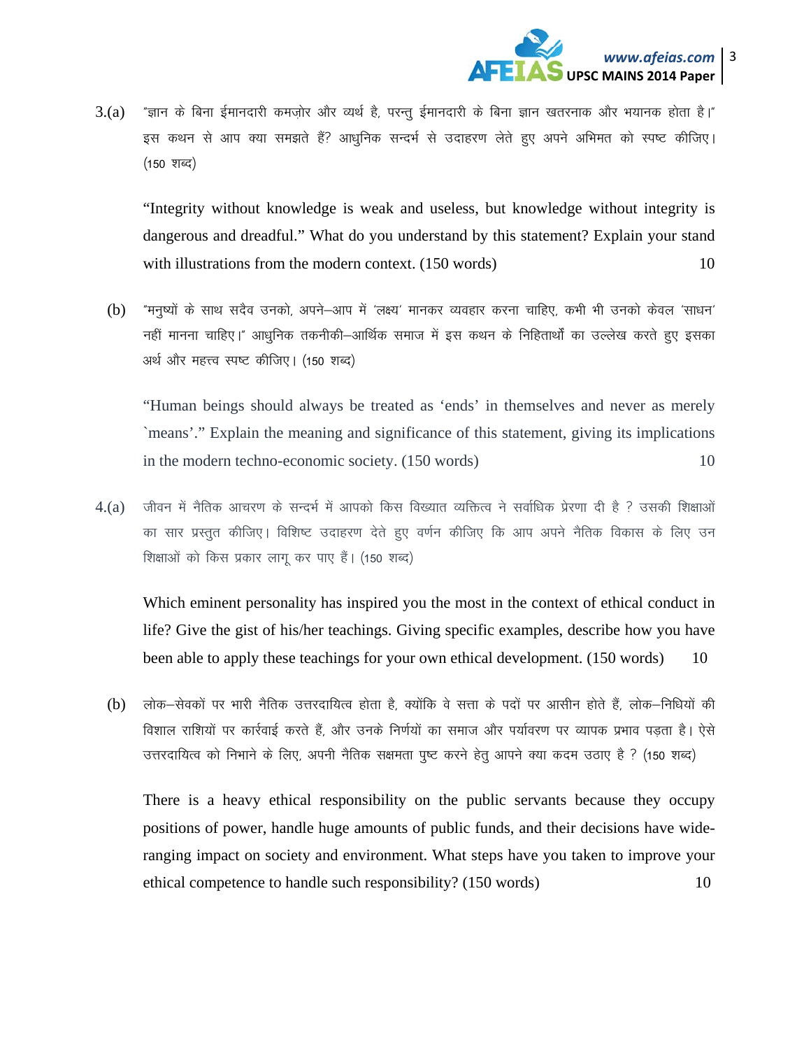3.(a) "ज्ञान के बिना ईमानदारी कमज़ोर और व्यर्थ है, परन्तु ईमानदारी के बिना ज्ञान खतरनाक और भयानक होता है।" इस कथन से आप क्या समझते हैं? आधुनिक सन्दर्भ से उदाहरण लेते हुए अपने अभिमत को स्पष्ट कीजिए। (150 शब्द)

"Integrity without knowledge is weak and useless, but knowledge without integrity is dangerous and dreadful." What do you understand by this statement? Explain your stand with illustrations from the modern context. (150 words) 10

(b) "मनुष्यों के साथ सदैव उनको, अपने–आप में 'लक्ष्य' मानकर व्यवहार करना चाहिए, कभी भी उनको केवल 'साधन' नहीं मानना चाहिए।" आधुनिक तकनीकी–आर्थिक समाज में इस कथन के निहितार्थों का उल्लेख करते हुए इसका अर्थ और महत्त्व स्पष्ट कीजिए। (150 शब्द)

"Human beings should always be treated as 'ends' in themselves and never as merely `means'." Explain the meaning and significance of this statement, giving its implications in the modern techno-economic society. (150 words) 10

4.(a) जीवन में नैतिक आचरण के सन्दर्भ में आपको किस विख्यात व्यक्तित्व ने सर्वाधिक प्रेरणा दी है ? उसकी शिक्षाओं का सार प्रस्तुत कीजिए। विशिष्ट उदाहरण देते हुए वर्णन कीजिए कि आप अपने नैतिक विकास के लिए उन शिक्षाओं को किस प्रकार लागू कर पाए हैं। (150 शब्द)

Which eminent personality has inspired you the most in the context of ethical conduct in life? Give the gist of his/her teachings. Giving specific examples, describe how you have been able to apply these teachings for your own ethical development. (150 words) 10

(b) लोक–सेवकों पर भारी नैतिक उत्तरदायित्व होता है, क्योंकि वे सत्ता के पदों पर आसीन होते हैं, लोक–निधियों की विशाल राशियों पर कार्रवाई करते हैं, और उनके निर्णयों का समाज और पर्यावरण पर व्यापक प्रभाव पड़ता है। ऐसे उत्तरदायित्व को निभाने के लिए, अपनी नैतिक सक्षमता पुष्ट करने हेतु आपने क्या कदम उठाए है ? (150 शब्द)

There is a heavy ethical responsibility on the public servants because they occupy positions of power, handle huge amounts of public funds, and their decisions have wide-ranging impact on society and environment. What steps have you taken to improve your ethical competence to handle such responsibility? (150 words) 10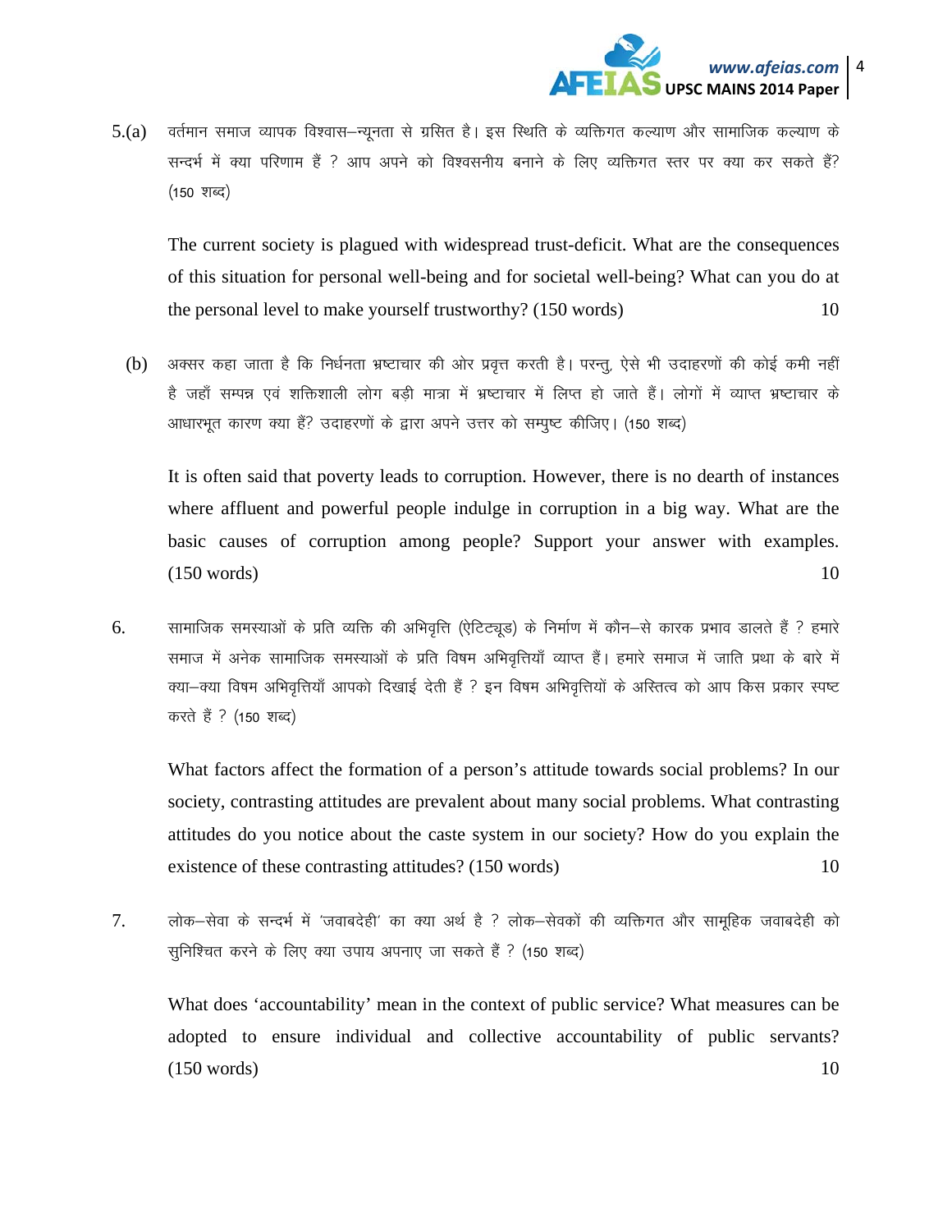5.(a) वर्तमान समाज व्यापक विश्वास–न्यूनता से ग्रसित है। इस स्थिति के व्यक्तिगत कल्याण और सामाजिक कल्याण के सन्दर्भ में क्या परिणाम हैं ? आप अपने को विश्वसनीय बनाने के लिए व्यक्तिगत स्तर पर क्या कर सकते हैं? (150 शब्द)

The current society is plagued with widespread trust-deficit. What are the consequences of this situation for personal well-being and for societal well-being? What can you do at the personal level to make yourself trustworthy? (150 words) 10

(b) अक्सर कहा जाता है कि निर्धनता भ्रष्टाचार की ओर प्रवृत्त करती है। परन्तु, ऐसे भी उदाहरणों की कोई कमी नहीं है जहाँ सम्पन्न एवं शक्तिशाली लोग बड़ी मात्रा में भ्रष्टाचार में लिप्त हो जाते हैं। लोगों में व्याप्त भ्रष्टाचार के आधारभूत कारण क्या हैं? उदाहरणों के द्वारा अपने उत्तर को सम्पुष्ट कीजिए। (150 शब्द)

It is often said that poverty leads to corruption. However, there is no dearth of instances where affluent and powerful people indulge in corruption in a big way. What are the basic causes of corruption among people? Support your answer with examples. (150 words) 10

6. सामाजिक समस्याओं के प्रति व्यक्ति की अभिवृत्ति (ऐटिट्यूड) के निर्माण में कौन–से कारक प्रभाव डालते हैं ? हमारे समाज में अनेक सामाजिक समस्याओं के प्रति विषम अभिवृत्तियाँ व्याप्त हैं। हमारे समाज में जाति प्रथा के बारे में क्या–क्या विषम अभिवृत्तियाँ आपको दिखाई देती हैं ? इन विषम अभिवृत्तियों के अस्तित्व को आप किस प्रकार स्पष्ट करते हैं ? (150 शब्द)

What factors affect the formation of a person's attitude towards social problems? In our society, contrasting attitudes are prevalent about many social problems. What contrasting attitudes do you notice about the caste system in our society? How do you explain the existence of these contrasting attitudes? (150 words) 10

7. लोक–सेवा के सन्दर्भ में 'जवाबदेही' का क्या अर्थ है ? लोक–सेवकों की व्यक्तिगत और सामूहिक जवाबदेही को सुनिश्चित करने के लिए क्या उपाय अपनाए जा सकते हैं ? (150 शब्द)

What does 'accountability' mean in the context of public service? What measures can be adopted to ensure individual and collective accountability of public servants? (150 words) 10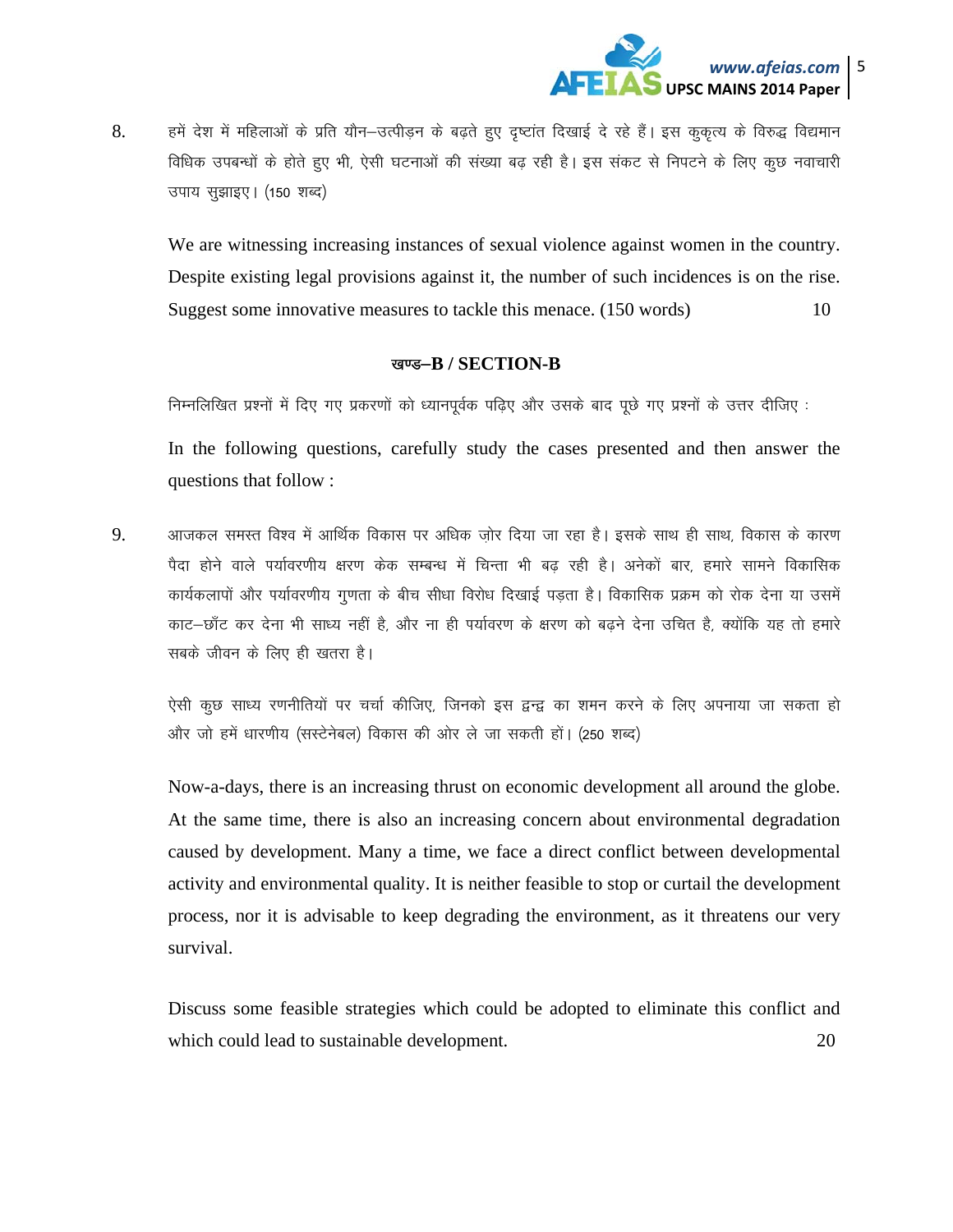8. हमें देश में महिलाओं के प्रति यौन–उत्पीड़न के बढ़ते हुए दृष्टांत दिखाई दे रहे हैं। इस कुकृत्य के विरुद्ध विद्यमान विधिक उपबन्धों के होते हुए भी, ऐसी घटनाओं की संख्या बढ़ रही है। इस संकट से निपटने के लिए कुछ नवाचारी उपाय सुझाइए। (150 शब्द)

   We are witnessing increasing instances of sexual violence against women in the country. Despite existing legal provisions against it, the number of such incidences is on the rise. Suggest some innovative measures to tackle this menace. (150 words) 10

## खण्ड–B / SECTION-B

निम्नलिखित प्रश्नों में दिए गए प्रकरणों को ध्यानपूर्वक पढ़िए और उसके बाद पूछे गए प्रश्नों के उत्तर दीजिए :

In the following questions, carefully study the cases presented and then answer the questions that follow :

9. आजकल समस्त विश्व में आर्थिक विकास पर अधिक ज़ोर दिया जा रहा है। इसके साथ ही साथ, विकास के कारण पैदा होने वाले पर्यावरणीय क्षरण केक सम्बन्ध में चिन्ता भी बढ़ रही है। अनेकों बार, हमारे सामने विकासिक कार्यकलापों और पर्यावरणीय गुणता के बीच सीधा विरोध दिखाई पड़ता है। विकासिक प्रक्रम को रोक देना या उसमें काट–छाँट कर देना भी साध्य नहीं है, और ना ही पर्यावरण के क्षरण को बढ़ने देना उचित है, क्योंकि यह तो हमारे सबके जीवन के लिए ही खतरा है।

   ऐसी कुछ साध्य रणनीतियों पर चर्चा कीजिए, जिनको इस द्वन्द्व का शमन करने के लिए अपनाया जा सकता हो और जो हमें धारणीय (सस्टेनेबल) विकास की ओर ले जा सकती हों। (250 शब्द)

   Now-a-days, there is an increasing thrust on economic development all around the globe. At the same time, there is also an increasing concern about environmental degradation caused by development. Many a time, we face a direct conflict between developmental activity and environmental quality. It is neither feasible to stop or curtail the development process, nor it is advisable to keep degrading the environment, as it threatens our very survival.

   Discuss some feasible strategies which could be adopted to eliminate this conflict and which could lead to sustainable development. 20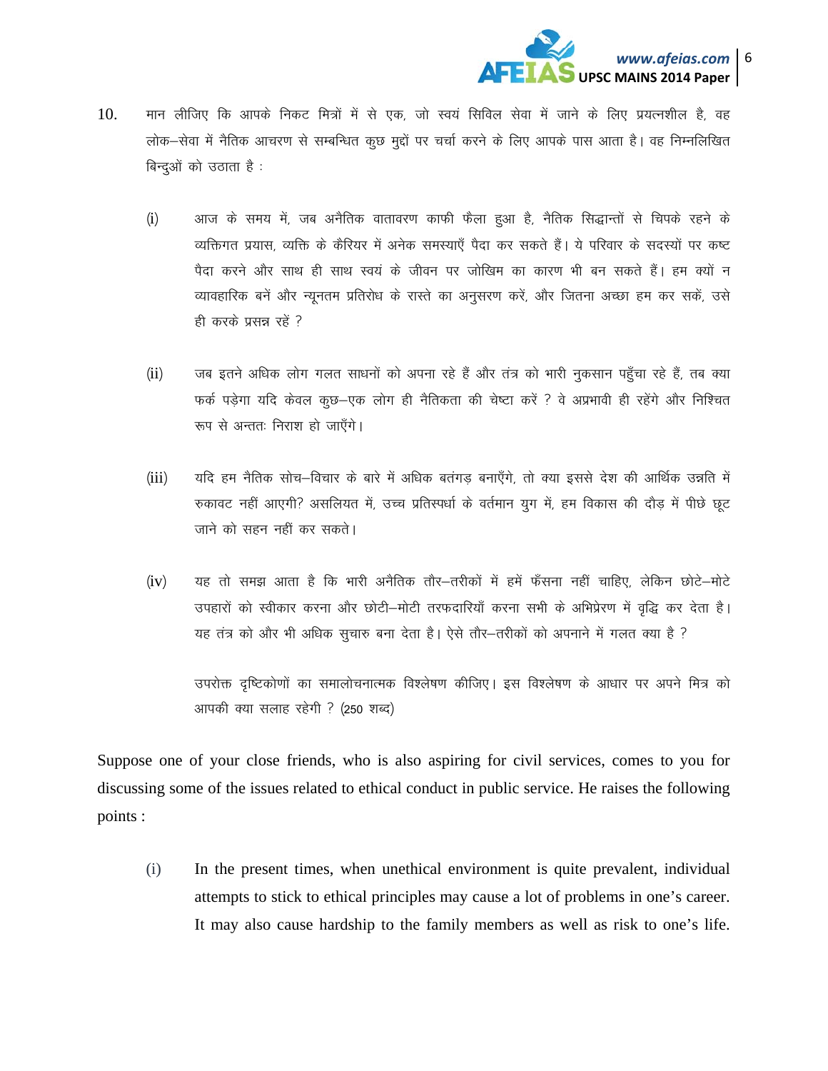10. मान लीजिए कि आपके निकट मित्रों में से एक, जो स्वयं सिविल सेवा में जाने के लिए प्रयत्नशील है, वह लोक–सेवा में नैतिक आचरण से सम्बन्धित कुछ मुद्दों पर चर्चा करने के लिए आपके पास आता है। वह निम्नलिखित बिन्दुओं को उठाता है :

    (i) आज के समय में, जब अनैतिक वातावरण काफी फैला हुआ है, नैतिक सिद्धान्तों से चिपके रहने के व्यक्तिगत प्रयास, व्यक्ति के कैरियर में अनेक समस्याएँ पैदा कर सकते हैं। ये परिवार के सदस्यों पर कष्ट पैदा करने और साथ ही साथ स्वयं के जीवन पर जोखिम का कारण भी बन सकते हैं। हम क्यों न व्यावहारिक बनें और न्यूनतम प्रतिरोध के रास्ते का अनुसरण करें, और जितना अच्छा हम कर सकें, उसे ही करके प्रसन्न रहें ?

    (ii) जब इतने अधिक लोग गलत साधनों को अपना रहे हैं और तंत्र को भारी नुकसान पहुँचा रहे हैं, तब क्या फर्क पड़ेगा यदि केवल कुछ–एक लोग ही नैतिकता की चेष्टा करें ? वे अप्रभावी ही रहेंगे और निश्चित रूप से अन्ततः निराश हो जाएँगे।

    (iii) यदि हम नैतिक सोच–विचार के बारे में अधिक बतंगड़ बनाएँगे, तो क्या इससे देश की आर्थिक उन्नति में रुकावट नहीं आएगी? असलियत में, उच्च प्रतिस्पर्धा के वर्तमान युग में, हम विकास की दौड़ में पीछे छूट जाने को सहन नहीं कर सकते।

    (iv) यह तो समझ आता है कि भारी अनैतिक तौर–तरीकों में हमें फँसना नहीं चाहिए, लेकिन छोटे–मोटे उपहारों को स्वीकार करना और छोटी–मोटी तरफदारियाँ करना सभी के अभिप्रेरण में वृद्धि कर देता है। यह तंत्र को और भी अधिक सुचारु बना देता है। ऐसे तौर–तरीकों को अपनाने में गलत क्या है ?

    उपरोक्त दृष्टिकोणों का समालोचनात्मक विश्लेषण कीजिए। इस विश्लेषण के आधार पर अपने मित्र को आपकी क्या सलाह रहेगी ? (250 शब्द)

Suppose one of your close friends, who is also aspiring for civil services, comes to you for discussing some of the issues related to ethical conduct in public service. He raises the following points :

(i) In the present times, when unethical environment is quite prevalent, individual attempts to stick to ethical principles may cause a lot of problems in one's career. It may also cause hardship to the family members as well as risk to one's life.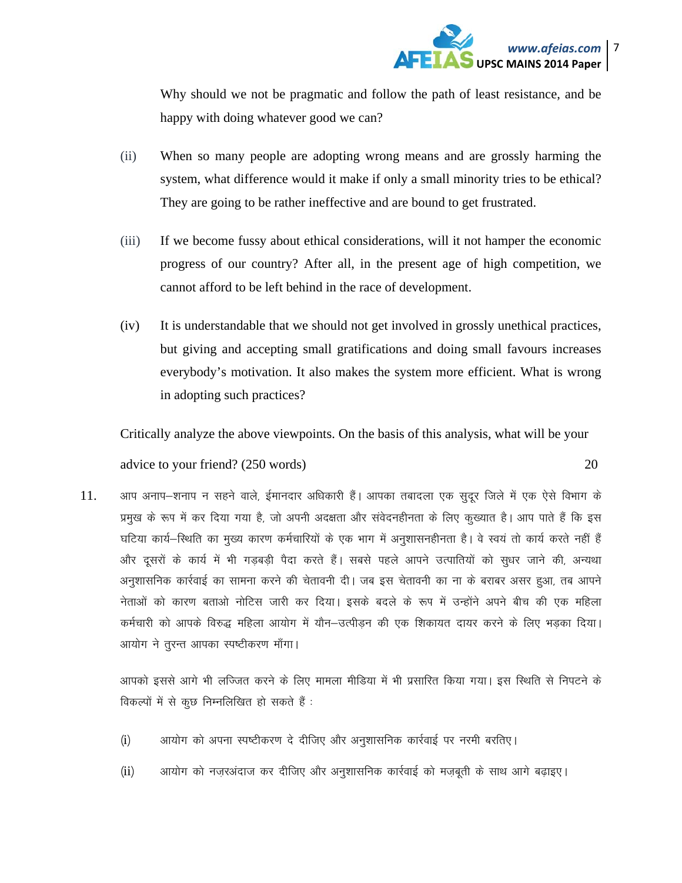Why should we not be pragmatic and follow the path of least resistance, and be happy with doing whatever good we can?

(ii) When so many people are adopting wrong means and are grossly harming the system, what difference would it make if only a small minority tries to be ethical? They are going to be rather ineffective and are bound to get frustrated.

(iii) If we become fussy about ethical considerations, will it not hamper the economic progress of our country? After all, in the present age of high competition, we cannot afford to be left behind in the race of development.

(iv) It is understandable that we should not get involved in grossly unethical practices, but giving and accepting small gratifications and doing small favours increases everybody's motivation. It also makes the system more efficient. What is wrong in adopting such practices?

Critically analyze the above viewpoints. On the basis of this analysis, what will be your advice to your friend? (250 words) 20

11. आप अनाप–शनाप न सहने वाले, ईमानदार अधिकारी हैं। आपका तबादला एक सुदूर जिले में एक ऐसे विभाग के प्रमुख के रूप में कर दिया गया है, जो अपनी अदक्षता और संवेदनहीनता के लिए कुख्यात है। आप पाते हैं कि इस घटिया कार्य–स्थिति का मुख्य कारण कर्मचारियों के एक भाग में अनुशासनहीनता है। वे स्वयं तो कार्य करते नहीं हैं और दूसरों के कार्य में भी गड़बड़ी पैदा करते हैं। सबसे पहले आपने उत्पातियों को सुधर जाने की, अन्यथा अनुशासनिक कार्रवाई का सामना करने की चेतावनी दी। जब इस चेतावनी का ना के बराबर असर हुआ, तब आपने नेताओं को कारण बताओ नोटिस जारी कर दिया। इसके बदले के रूप में उन्होंने अपने बीच की एक महिला कर्मचारी को आपके विरुद्ध महिला आयोग में यौन–उत्पीड़न की एक शिकायत दायर करने के लिए भड़का दिया। आयोग ने तुरन्त आपका स्पष्टीकरण माँगा।

आपको इससे आगे भी लज्जित करने के लिए मामला मीडिया में भी प्रसारित किया गया। इस स्थिति से निपटने के विकल्पों में से कुछ निम्नलिखित हो सकते हैं :

(i) आयोग को अपना स्पष्टीकरण दे दीजिए और अनुशासनिक कार्रवाई पर नरमी बरतिए।

(ii) आयोग को नज़रअंदाज कर दीजिए और अनुशासनिक कार्रवाई को मज़बूती के साथ आगे बढ़ाइए।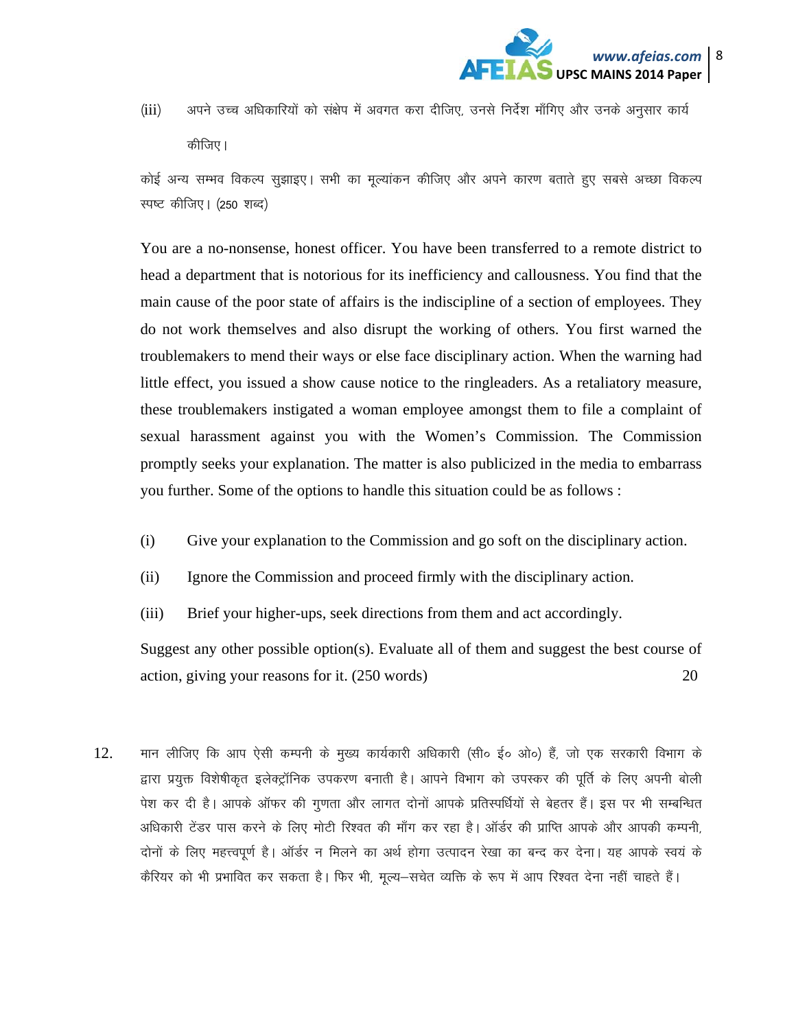(iii) अपने उच्च अधिकारियों को संक्षेप में अवगत करा दीजिए, उनसे निर्देश माँगिए और उनके अनुसार कार्य कीजिए।

कोई अन्य सम्भव विकल्प सुझाइए। सभी का मूल्यांकन कीजिए और अपने कारण बताते हुए सबसे अच्छा विकल्प स्पष्ट कीजिए। (250 शब्द)

You are a no-nonsense, honest officer. You have been transferred to a remote district to head a department that is notorious for its inefficiency and callousness. You find that the main cause of the poor state of affairs is the indiscipline of a section of employees. They do not work themselves and also disrupt the working of others. You first warned the troublemakers to mend their ways or else face disciplinary action. When the warning had little effect, you issued a show cause notice to the ringleaders. As a retaliatory measure, these troublemakers instigated a woman employee amongst them to file a complaint of sexual harassment against you with the Women's Commission. The Commission promptly seeks your explanation. The matter is also publicized in the media to embarrass you further. Some of the options to handle this situation could be as follows :

(i) Give your explanation to the Commission and go soft on the disciplinary action.

(ii) Ignore the Commission and proceed firmly with the disciplinary action.

(iii) Brief your higher-ups, seek directions from them and act accordingly.

Suggest any other possible option(s). Evaluate all of them and suggest the best course of action, giving your reasons for it. (250 words) 20

12. मान लीजिए कि आप ऐसी कम्पनी के मुख्य कार्यकारी अधिकारी (सी० ई० ओ०) हैं, जो एक सरकारी विभाग के द्वारा प्रयुक्त विशेषीकृत इलेक्ट्रॉनिक उपकरण बनाती है। आपने विभाग को उपस्कर की पूर्ति के लिए अपनी बोली पेश कर दी है। आपके ऑफर की गुणता और लागत दोनों आपके प्रतिस्पर्धियों से बेहतर हैं। इस पर भी सम्बन्धित अधिकारी टेंडर पास करने के लिए मोटी रिश्वत की माँग कर रहा है। ऑर्डर की प्राप्ति आपके और आपकी कम्पनी, दोनों के लिए महत्त्वपूर्ण है। ऑर्डर न मिलने का अर्थ होगा उत्पादन रेखा का बन्द कर देना। यह आपके स्वयं के कैरियर को भी प्रभावित कर सकता है। फिर भी, मूल्य–सचेत व्यक्ति के रूप में आप रिश्वत देना नहीं चाहते हैं।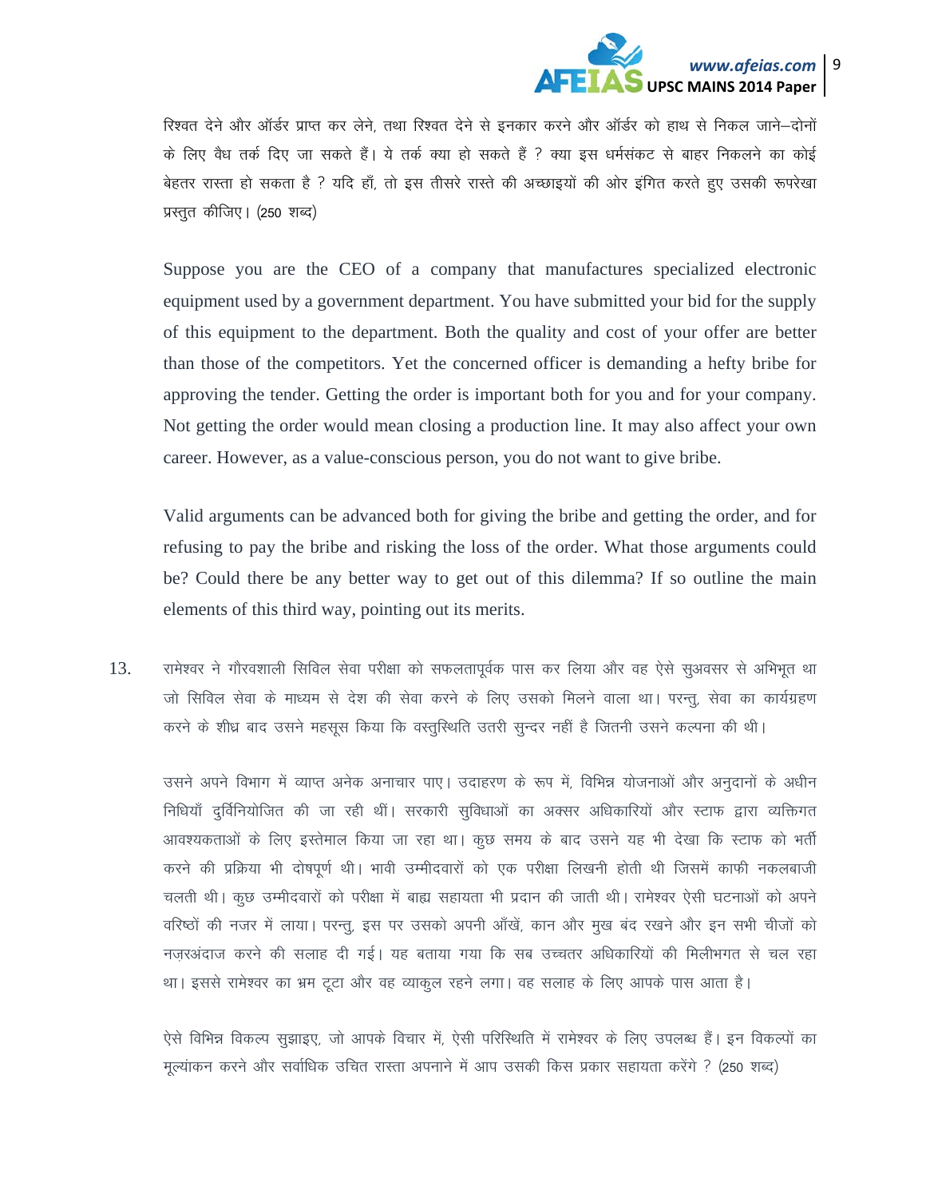रिश्वत देने और ऑर्डर प्राप्त कर लेने, तथा रिश्वत देने से इनकार करने और ऑर्डर को हाथ से निकल जाने–दोनों के लिए वैध तर्क दिए जा सकते हैं। ये तर्क क्या हो सकते हैं ? क्या इस धर्मसंकट से बाहर निकलने का कोई बेहतर रास्ता हो सकता है ? यदि हाँ, तो इस तीसरे रास्ते की अच्छाइयों की ओर इंगित करते हुए उसकी रूपरेखा प्रस्तुत कीजिए। (250 शब्द)

Suppose you are the CEO of a company that manufactures specialized electronic equipment used by a government department. You have submitted your bid for the supply of this equipment to the department. Both the quality and cost of your offer are better than those of the competitors. Yet the concerned officer is demanding a hefty bribe for approving the tender. Getting the order is important both for you and for your company. Not getting the order would mean closing a production line. It may also affect your own career. However, as a value-conscious person, you do not want to give bribe.

Valid arguments can be advanced both for giving the bribe and getting the order, and for refusing to pay the bribe and risking the loss of the order. What those arguments could be? Could there be any better way to get out of this dilemma? If so outline the main elements of this third way, pointing out its merits.

13. रामेश्वर ने गौरवशाली सिविल सेवा परीक्षा को सफलतापूर्वक पास कर लिया और वह ऐसे सुअवसर से अभिभूत था जो सिविल सेवा के माध्यम से देश की सेवा करने के लिए उसको मिलने वाला था। परन्तु, सेवा का कार्यग्रहण करने के शीघ्र बाद उसने महसूस किया कि वस्तुस्थिति उतरी सुन्दर नहीं है जितनी उसने कल्पना की थी।

उसने अपने विभाग में व्याप्त अनेक अनाचार पाए। उदाहरण के रूप में, विभिन्न योजनाओं और अनुदानों के अधीन निधियाँ दुर्विनियोजित की जा रही थीं। सरकारी सुविधाओं का अक्सर अधिकारियों और स्टाफ द्वारा व्यक्तिगत आवश्यकताओं के लिए इस्तेमाल किया जा रहा था। कुछ समय के बाद उसने यह भी देखा कि स्टाफ को भर्ती करने की प्रक्रिया भी दोषपूर्ण थी। भावी उम्मीदवारों को एक परीक्षा लिखनी होती थी जिसमें काफी नकलबाजी चलती थी। कुछ उम्मीदवारों को परीक्षा में बाह्य सहायता भी प्रदान की जाती थी। रामेश्वर ऐसी घटनाओं को अपने वरिष्ठों की नजर में लाया। परन्तु, इस पर उसको अपनी आँखें, कान और मुख बंद रखने और इन सभी चीजों को नज़रअंदाज करने की सलाह दी गई। यह बताया गया कि सब उच्चतर अधिकारियों की मिलीभगत से चल रहा था। इससे रामेश्वर का भ्रम टूटा और वह व्याकुल रहने लगा। वह सलाह के लिए आपके पास आता है।

ऐसे विभिन्न विकल्प सुझाइए, जो आपके विचार में, ऐसी परिस्थिति में रामेश्वर के लिए उपलब्ध हैं। इन विकल्पों का मूल्यांकन करने और सर्वाधिक उचित रास्ता अपनाने में आप उसकी किस प्रकार सहायता करेंगे ? (250 शब्द)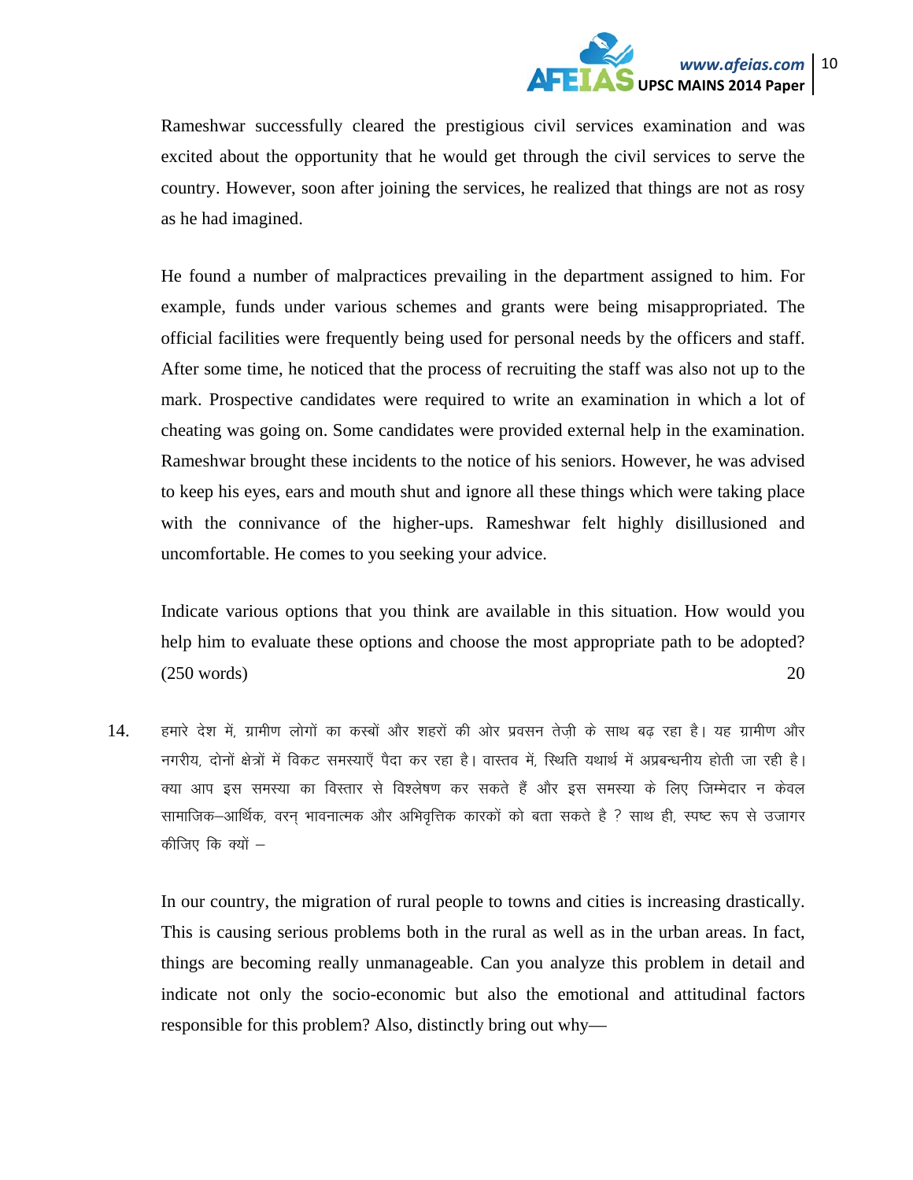Rameshwar successfully cleared the prestigious civil services examination and was excited about the opportunity that he would get through the civil services to serve the country. However, soon after joining the services, he realized that things are not as rosy as he had imagined.

He found a number of malpractices prevailing in the department assigned to him. For example, funds under various schemes and grants were being misappropriated. The official facilities were frequently being used for personal needs by the officers and staff. After some time, he noticed that the process of recruiting the staff was also not up to the mark. Prospective candidates were required to write an examination in which a lot of cheating was going on. Some candidates were provided external help in the examination. Rameshwar brought these incidents to the notice of his seniors. However, he was advised to keep his eyes, ears and mouth shut and ignore all these things which were taking place with the connivance of the higher-ups. Rameshwar felt highly disillusioned and uncomfortable. He comes to you seeking your advice.

Indicate various options that you think are available in this situation. How would you help him to evaluate these options and choose the most appropriate path to be adopted? (250 words) 20

14. हमारे देश में, ग्रामीण लोगों का कस्बों और शहरों की ओर प्रवसन तेज़ी के साथ बढ़ रहा है। यह ग्रामीण और नगरीय, दोनों क्षेत्रों में विकट समस्याएँ पैदा कर रहा है। वास्तव में, स्थिति यथार्थ में अप्रबन्धनीय होती जा रही है। क्या आप इस समस्या का विस्तार से विश्लेषण कर सकते हैं और इस समस्या के लिए जिम्मेदार न केवल सामाजिक–आर्थिक, वरन् भावनात्मक और अभिवृत्तिक कारकों को बता सकते है ? साथ ही, स्पष्ट रूप से उजागर कीजिए कि क्यों –

In our country, the migration of rural people to towns and cities is increasing drastically. This is causing serious problems both in the rural as well as in the urban areas. In fact, things are becoming really unmanageable. Can you analyze this problem in detail and indicate not only the socio-economic but also the emotional and attitudinal factors responsible for this problem? Also, distinctly bring out why—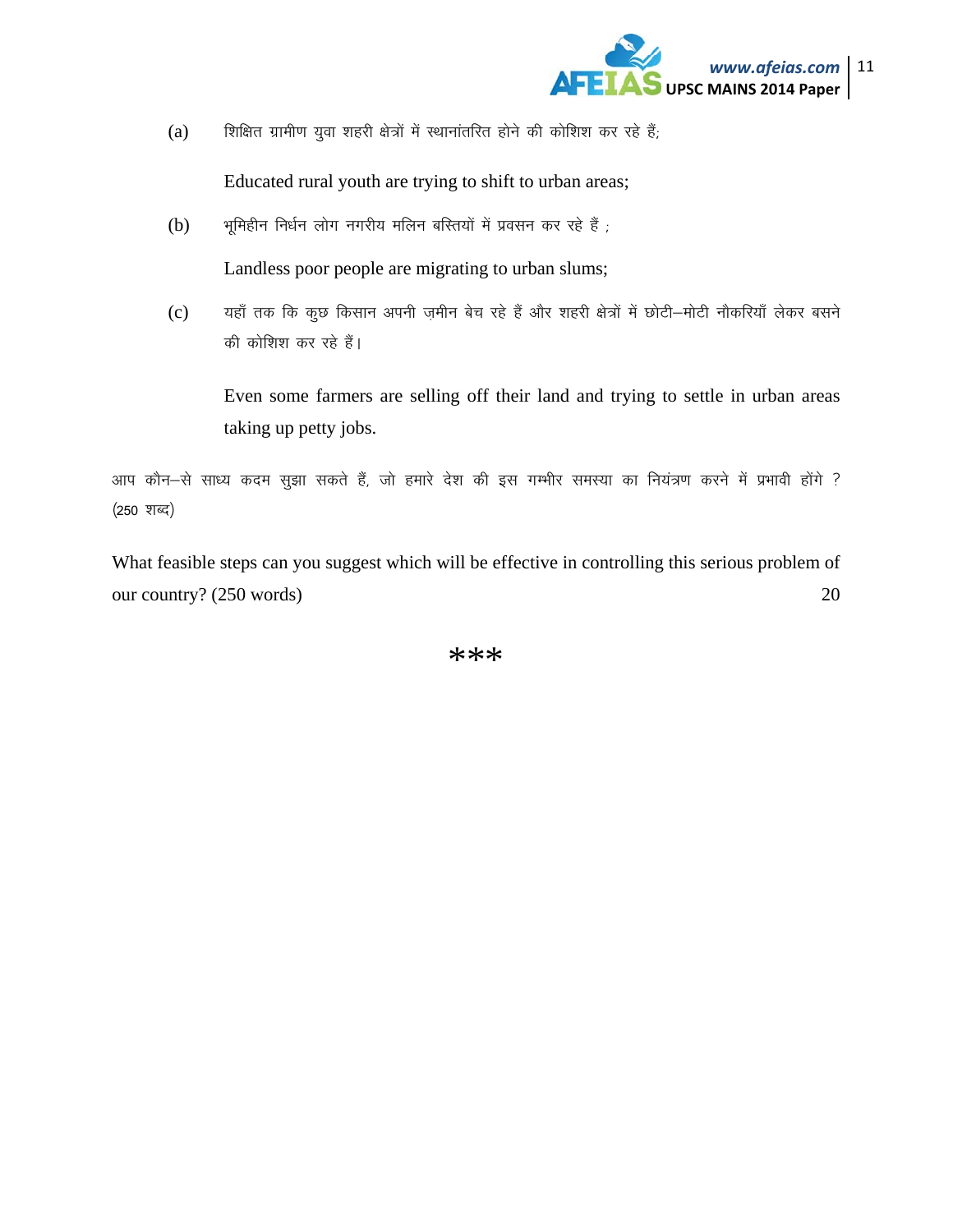(a) शिक्षित ग्रामीण युवा शहरी क्षेत्रों में स्थानांतरित होने की कोशिश कर रहे हैं;

Educated rural youth are trying to shift to urban areas;

(b) भूमिहीन निर्धन लोग नगरीय मलिन बस्तियों में प्रवसन कर रहे हैं ;

Landless poor people are migrating to urban slums;

(c) यहाँ तक कि कुछ किसान अपनी ज़मीन बेच रहे हैं और शहरी क्षेत्रों में छोटी–मोटी नौकरियाँ लेकर बसने की कोशिश कर रहे हैं।

Even some farmers are selling off their land and trying to settle in urban areas taking up petty jobs.

आप कौन–से साध्य कदम सुझा सकते हैं, जो हमारे देश की इस गम्भीर समस्या का नियंत्रण करने में प्रभावी होंगे ? (250 शब्द)

What feasible steps can you suggest which will be effective in controlling this serious problem of our country? (250 words) 20

***